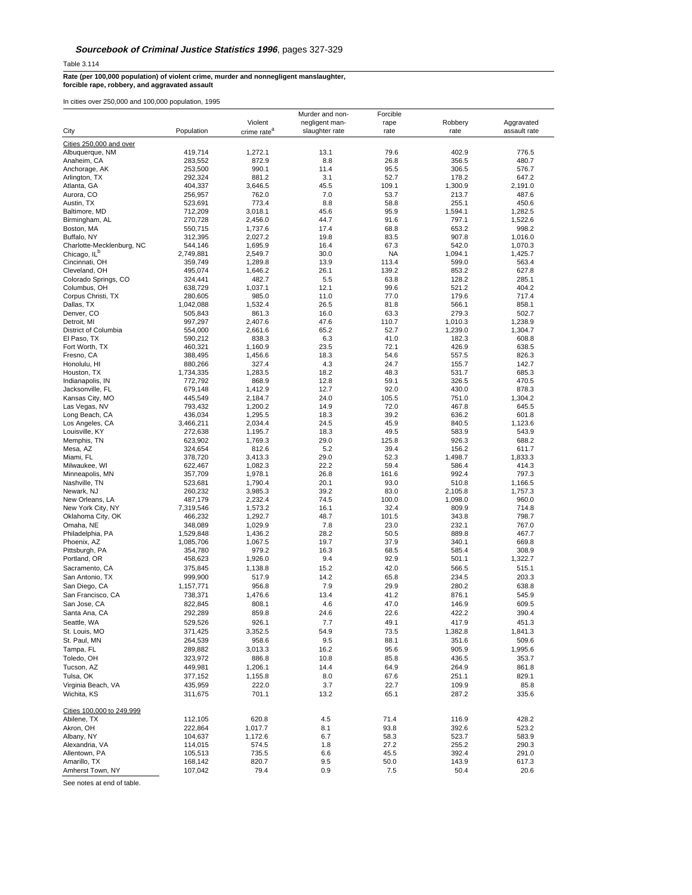**_Sourcebook of Criminal Justice Statistics 1996_, pages 327-329**

Table 3.114

**Rate (per 100,000 population) of violent crime, murder and nonnegligent manslaughter, forcible rape, robbery, and aggravated assault**

In cities over 250,000 and 100,000 population, 1995

| City | Population | Violent crime rate[a] | Murder and non-negligent man-slaughter rate | Forcible rape rate | Robbery rate | Aggravated assault rate |
|---|---|---|---|---|---|---|
| Cities 250,000 and over | | | | | | |
| Albuquerque, NM | 419,714 | 1,272.1 | 13.1 | 79.6 | 402.9 | 776.5 |
| Anaheim, CA | 283,552 | 872.9 | 8.8 | 26.8 | 356.5 | 480.7 |
| Anchorage, AK | 253,500 | 990.1 | 11.4 | 95.5 | 306.5 | 576.7 |
| Arlington, TX | 292,324 | 881.2 | 3.1 | 52.7 | 178.2 | 647.2 |
| Atlanta, GA | 404,337 | 3,646.5 | 45.5 | 109.1 | 1,300.9 | 2,191.0 |
| Aurora, CO | 256,957 | 762.0 | 7.0 | 53.7 | 213.7 | 487.6 |
| Austin, TX | 523,691 | 773.4 | 8.8 | 58.8 | 255.1 | 450.6 |
| Baltimore, MD | 712,209 | 3,018.1 | 45.6 | 95.9 | 1,594.1 | 1,282.5 |
| Birmingham, AL | 270,728 | 2,456.0 | 44.7 | 91.6 | 797.1 | 1,522.6 |
| Boston, MA | 550,715 | 1,737.6 | 17.4 | 68.8 | 653.2 | 998.2 |
| Buffalo, NY | 312,395 | 2,027.2 | 19.8 | 83.5 | 907.8 | 1,016.0 |
| Charlotte-Mecklenburg, NC | 544,146 | 1,695.9 | 16.4 | 67.3 | 542.0 | 1,070.3 |
| Chicago, IL[b] | 2,749,881 | 2,549.7 | 30.0 | NA | 1,094.1 | 1,425.7 |
| Cincinnati, OH | 359,749 | 1,289.8 | 13.9 | 113.4 | 599.0 | 563.4 |
| Cleveland, OH | 495,074 | 1,646.2 | 26.1 | 139.2 | 853.2 | 627.8 |
| Colorado Springs, CO | 324,441 | 482.7 | 5.5 | 63.8 | 128.2 | 285.1 |
| Columbus, OH | 638,729 | 1,037.1 | 12.1 | 99.6 | 521.2 | 404.2 |
| Corpus Christi, TX | 280,605 | 985.0 | 11.0 | 77.0 | 179.6 | 717.4 |
| Dallas, TX | 1,042,088 | 1,532.4 | 26.5 | 81.8 | 566.1 | 858.1 |
| Denver, CO | 505,843 | 861.3 | 16.0 | 63.3 | 279.3 | 502.7 |
| Detroit, MI | 997,297 | 2,407.6 | 47.6 | 110.7 | 1,010.3 | 1,238.9 |
| District of Columbia | 554,000 | 2,661.6 | 65.2 | 52.7 | 1,239.0 | 1,304.7 |
| El Paso, TX | 590,212 | 838.3 | 6.3 | 41.0 | 182.3 | 608.8 |
| Fort Worth, TX | 460,321 | 1,160.9 | 23.5 | 72.1 | 426.9 | 638.5 |
| Fresno, CA | 388,495 | 1,456.6 | 18.3 | 54.6 | 557.5 | 826.3 |
| Honolulu, HI | 880,266 | 327.4 | 4.3 | 24.7 | 155.7 | 142.7 |
| Houston, TX | 1,734,335 | 1,283.5 | 18.2 | 48.3 | 531.7 | 685.3 |
| Indianapolis, IN | 772,792 | 868.9 | 12.8 | 59.1 | 326.5 | 470.5 |
| Jacksonville, FL | 679,148 | 1,412.9 | 12.7 | 92.0 | 430.0 | 878.3 |
| Kansas City, MO | 445,549 | 2,184.7 | 24.0 | 105.5 | 751.0 | 1,304.2 |
| Las Vegas, NV | 793,432 | 1,200.2 | 14.9 | 72.0 | 467.8 | 645.5 |
| Long Beach, CA | 436,034 | 1,295.5 | 18.3 | 39.2 | 636.2 | 601.8 |
| Los Angeles, CA | 3,466,211 | 2,034.4 | 24.5 | 45.9 | 840.5 | 1,123.6 |
| Louisville, KY | 272,638 | 1,195.7 | 18.3 | 49.5 | 583.9 | 543.9 |
| Memphis, TN | 623,902 | 1,769.3 | 29.0 | 125.8 | 926.3 | 688.2 |
| Mesa, AZ | 324,654 | 812.6 | 5.2 | 39.4 | 156.2 | 611.7 |
| Miami, FL | 378,720 | 3,413.3 | 29.0 | 52.3 | 1,498.7 | 1,833.3 |
| Milwaukee, WI | 622,467 | 1,082.3 | 22.2 | 59.4 | 586.4 | 414.3 |
| Minneapolis, MN | 357,709 | 1,978.1 | 26.8 | 161.6 | 992.4 | 797.3 |
| Nashville, TN | 523,681 | 1,790.4 | 20.1 | 93.0 | 510.8 | 1,166.5 |
| Newark, NJ | 260,232 | 3,985.3 | 39.2 | 83.0 | 2,105.8 | 1,757.3 |
| New Orleans, LA | 487,179 | 2,232.4 | 74.5 | 100.0 | 1,098.0 | 960.0 |
| New York City, NY | 7,319,546 | 1,573.2 | 16.1 | 32.4 | 809.9 | 714.8 |
| Oklahoma City, OK | 466,232 | 1,292.7 | 48.7 | 101.5 | 343.8 | 798.7 |
| Omaha, NE | 348,089 | 1,029.9 | 7.8 | 23.0 | 232.1 | 767.0 |
| Philadelphia, PA | 1,529,848 | 1,436.2 | 28.2 | 50.5 | 889.8 | 467.7 |
| Phoenix, AZ | 1,085,706 | 1,067.5 | 19.7 | 37.9 | 340.1 | 669.8 |
| Pittsburgh, PA | 354,780 | 979.2 | 16.3 | 68.5 | 585.4 | 308.9 |
| Portland, OR | 458,623 | 1,926.0 | 9.4 | 92.9 | 501.1 | 1,322.7 |
| Sacramento, CA | 375,845 | 1,138.8 | 15.2 | 42.0 | 566.5 | 515.1 |
| San Antonio, TX | 999,900 | 517.9 | 14.2 | 65.8 | 234.5 | 203.3 |
| San Diego, CA | 1,157,771 | 956.8 | 7.9 | 29.9 | 280.2 | 638.8 |
| San Francisco, CA | 738,371 | 1,476.6 | 13.4 | 41.2 | 876.1 | 545.9 |
| San Jose, CA | 822,845 | 808.1 | 4.6 | 47.0 | 146.9 | 609.5 |
| Santa Ana, CA | 292,289 | 859.8 | 24.6 | 22.6 | 422.2 | 390.4 |
| Seattle, WA | 529,526 | 926.1 | 7.7 | 49.1 | 417.9 | 451.3 |
| St. Louis, MO | 371,425 | 3,352.5 | 54.9 | 73.5 | 1,382.8 | 1,841.3 |
| St. Paul, MN | 264,539 | 958.6 | 9.5 | 88.1 | 351.6 | 509.6 |
| Tampa, FL | 289,882 | 3,013.3 | 16.2 | 95.6 | 905.9 | 1,995.6 |
| Toledo, OH | 323,972 | 886.8 | 10.8 | 85.8 | 436.5 | 353.7 |
| Tucson, AZ | 449,981 | 1,206.1 | 14.4 | 64.9 | 264.9 | 861.8 |
| Tulsa, OK | 377,152 | 1,155.8 | 8.0 | 67.6 | 251.1 | 829.1 |
| Virginia Beach, VA | 435,959 | 222.0 | 3.7 | 22.7 | 109.9 | 85.8 |
| Wichita, KS | 311,675 | 701.1 | 13.2 | 65.1 | 287.2 | 335.6 |
| Cities 100,000 to 249,999 | | | | | | |
| Abilene, TX | 112,105 | 620.8 | 4.5 | 71.4 | 116.9 | 428.2 |
| Akron, OH | 222,864 | 1,017.7 | 8.1 | 93.8 | 392.6 | 523.2 |
| Albany, NY | 104,637 | 1,172.6 | 6.7 | 58.3 | 523.7 | 583.9 |
| Alexandria, VA | 114,015 | 574.5 | 1.8 | 27.2 | 255.2 | 290.3 |
| Allentown, PA | 105,513 | 735.5 | 6.6 | 45.5 | 392.4 | 291.0 |
| Amarillo, TX | 168,142 | 820.7 | 9.5 | 50.0 | 143.9 | 617.3 |
| Amherst Town, NY | 107,042 | 79.4 | 0.9 | 7.5 | 50.4 | 20.6 |

See notes at end of table.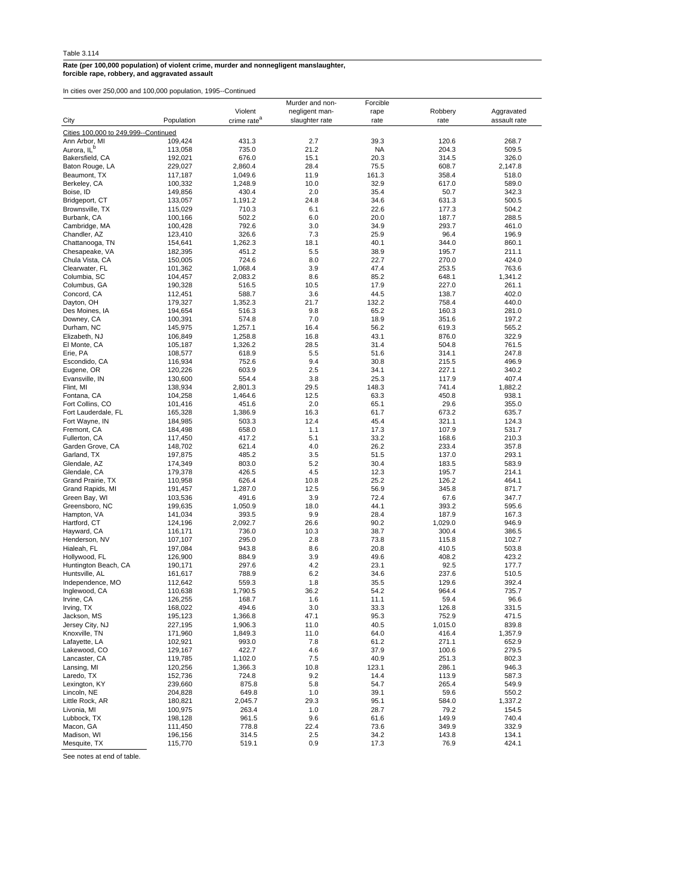Table 3.114

**Rate (per 100,000 population) of violent crime, murder and nonnegligent manslaughter, forcible rape, robbery, and aggravated assault**

In cities over 250,000 and 100,000 population, 1995--Continued

| City | Population | Violent crime rate[a] | Murder and non-negligent man-slaughter rate | Forcible rape rate | Robbery rate | Aggravated assault rate |
|---|---|---|---|---|---|---|
| Cities 100,000 to 249,999--Continued | | | | | | |
| Ann Arbor, MI | 109,424 | 431.3 | 2.7 | 39.3 | 120.6 | 268.7 |
| Aurora, IL[b] | 113,058 | 735.0 | 21.2 | NA | 204.3 | 509.5 |
| Bakersfield, CA | 192,021 | 676.0 | 15.1 | 20.3 | 314.5 | 326.0 |
| Baton Rouge, LA | 229,027 | 2,860.4 | 28.4 | 75.5 | 608.7 | 2,147.8 |
| Beaumont, TX | 117,187 | 1,049.6 | 11.9 | 161.3 | 358.4 | 518.0 |
| Berkeley, CA | 100,332 | 1,248.9 | 10.0 | 32.9 | 617.0 | 589.0 |
| Boise, ID | 149,856 | 430.4 | 2.0 | 35.4 | 50.7 | 342.3 |
| Bridgeport, CT | 133,057 | 1,191.2 | 24.8 | 34.6 | 631.3 | 500.5 |
| Brownsville, TX | 115,029 | 710.3 | 6.1 | 22.6 | 177.3 | 504.2 |
| Burbank, CA | 100,166 | 502.2 | 6.0 | 20.0 | 187.7 | 288.5 |
| Cambridge, MA | 100,428 | 792.6 | 3.0 | 34.9 | 293.7 | 461.0 |
| Chandler, AZ | 123,410 | 326.6 | 7.3 | 25.9 | 96.4 | 196.9 |
| Chattanooga, TN | 154,641 | 1,262.3 | 18.1 | 40.1 | 344.0 | 860.1 |
| Chesapeake, VA | 182,395 | 451.2 | 5.5 | 38.9 | 195.7 | 211.1 |
| Chula Vista, CA | 150,005 | 724.6 | 8.0 | 22.7 | 270.0 | 424.0 |
| Clearwater, FL | 101,362 | 1,068.4 | 3.9 | 47.4 | 253.5 | 763.6 |
| Columbia, SC | 104,457 | 2,083.2 | 8.6 | 85.2 | 648.1 | 1,341.2 |
| Columbus, GA | 190,328 | 516.5 | 10.5 | 17.9 | 227.0 | 261.1 |
| Concord, CA | 112,451 | 588.7 | 3.6 | 44.5 | 138.7 | 402.0 |
| Dayton, OH | 179,327 | 1,352.3 | 21.7 | 132.2 | 758.4 | 440.0 |
| Des Moines, IA | 194,654 | 516.3 | 9.8 | 65.2 | 160.3 | 281.0 |
| Downey, CA | 100,391 | 574.8 | 7.0 | 18.9 | 351.6 | 197.2 |
| Durham, NC | 145,975 | 1,257.1 | 16.4 | 56.2 | 619.3 | 565.2 |
| Elizabeth, NJ | 106,849 | 1,258.8 | 16.8 | 43.1 | 876.0 | 322.9 |
| El Monte, CA | 105,187 | 1,326.2 | 28.5 | 31.4 | 504.8 | 761.5 |
| Erie, PA | 108,577 | 618.9 | 5.5 | 51.6 | 314.1 | 247.8 |
| Escondido, CA | 116,934 | 752.6 | 9.4 | 30.8 | 215.5 | 496.9 |
| Eugene, OR | 120,226 | 603.9 | 2.5 | 34.1 | 227.1 | 340.2 |
| Evansville, IN | 130,600 | 554.4 | 3.8 | 25.3 | 117.9 | 407.4 |
| Flint, MI | 138,934 | 2,801.3 | 29.5 | 148.3 | 741.4 | 1,882.2 |
| Fontana, CA | 104,258 | 1,464.6 | 12.5 | 63.3 | 450.8 | 938.1 |
| Fort Collins, CO | 101,416 | 451.6 | 2.0 | 65.1 | 29.6 | 355.0 |
| Fort Lauderdale, FL | 165,328 | 1,386.9 | 16.3 | 61.7 | 673.2 | 635.7 |
| Fort Wayne, IN | 184,985 | 503.3 | 12.4 | 45.4 | 321.1 | 124.3 |
| Fremont, CA | 184,498 | 658.0 | 1.1 | 17.3 | 107.9 | 531.7 |
| Fullerton, CA | 117,450 | 417.2 | 5.1 | 33.2 | 168.6 | 210.3 |
| Garden Grove, CA | 148,702 | 621.4 | 4.0 | 26.2 | 233.4 | 357.8 |
| Garland, TX | 197,875 | 485.2 | 3.5 | 51.5 | 137.0 | 293.1 |
| Glendale, AZ | 174,349 | 803.0 | 5.2 | 30.4 | 183.5 | 583.9 |
| Glendale, CA | 179,378 | 426.5 | 4.5 | 12.3 | 195.7 | 214.1 |
| Grand Prairie, TX | 110,958 | 626.4 | 10.8 | 25.2 | 126.2 | 464.1 |
| Grand Rapids, MI | 191,457 | 1,287.0 | 12.5 | 56.9 | 345.8 | 871.7 |
| Green Bay, WI | 103,536 | 491.6 | 3.9 | 72.4 | 67.6 | 347.7 |
| Greensboro, NC | 199,635 | 1,050.9 | 18.0 | 44.1 | 393.2 | 595.6 |
| Hampton, VA | 141,034 | 393.5 | 9.9 | 28.4 | 187.9 | 167.3 |
| Hartford, CT | 124,196 | 2,092.7 | 26.6 | 90.2 | 1,029.0 | 946.9 |
| Hayward, CA | 116,171 | 736.0 | 10.3 | 38.7 | 300.4 | 386.5 |
| Henderson, NV | 107,107 | 295.0 | 2.8 | 73.8 | 115.8 | 102.7 |
| Hialeah, FL | 197,084 | 943.8 | 8.6 | 20.8 | 410.5 | 503.8 |
| Hollywood, FL | 126,900 | 884.9 | 3.9 | 49.6 | 408.2 | 423.2 |
| Huntington Beach, CA | 190,171 | 297.6 | 4.2 | 23.1 | 92.5 | 177.7 |
| Huntsville, AL | 161,617 | 788.9 | 6.2 | 34.6 | 237.6 | 510.5 |
| Independence, MO | 112,642 | 559.3 | 1.8 | 35.5 | 129.6 | 392.4 |
| Inglewood, CA | 110,638 | 1,790.5 | 36.2 | 54.2 | 964.4 | 735.7 |
| Irvine, CA | 126,255 | 168.7 | 1.6 | 11.1 | 59.4 | 96.6 |
| Irving, TX | 168,022 | 494.6 | 3.0 | 33.3 | 126.8 | 331.5 |
| Jackson, MS | 195,123 | 1,366.8 | 47.1 | 95.3 | 752.9 | 471.5 |
| Jersey City, NJ | 227,195 | 1,906.3 | 11.0 | 40.5 | 1,015.0 | 839.8 |
| Knoxville, TN | 171,960 | 1,849.3 | 11.0 | 64.0 | 416.4 | 1,357.9 |
| Lafayette, LA | 102,921 | 993.0 | 7.8 | 61.2 | 271.1 | 652.9 |
| Lakewood, CO | 129,167 | 422.7 | 4.6 | 37.9 | 100.6 | 279.5 |
| Lancaster, CA | 119,785 | 1,102.0 | 7.5 | 40.9 | 251.3 | 802.3 |
| Lansing, MI | 120,256 | 1,366.3 | 10.8 | 123.1 | 286.1 | 946.3 |
| Laredo, TX | 152,736 | 724.8 | 9.2 | 14.4 | 113.9 | 587.3 |
| Lexington, KY | 239,660 | 875.8 | 5.8 | 54.7 | 265.4 | 549.9 |
| Lincoln, NE | 204,828 | 649.8 | 1.0 | 39.1 | 59.6 | 550.2 |
| Little Rock, AR | 180,821 | 2,045.7 | 29.3 | 95.1 | 584.0 | 1,337.2 |
| Livonia, MI | 100,975 | 263.4 | 1.0 | 28.7 | 79.2 | 154.5 |
| Lubbock, TX | 198,128 | 961.5 | 9.6 | 61.6 | 149.9 | 740.4 |
| Macon, GA | 111,450 | 778.8 | 22.4 | 73.6 | 349.9 | 332.9 |
| Madison, WI | 196,156 | 314.5 | 2.5 | 34.2 | 143.8 | 134.1 |
| Mesquite, TX | 115,770 | 519.1 | 0.9 | 17.3 | 76.9 | 424.1 |

See notes at end of table.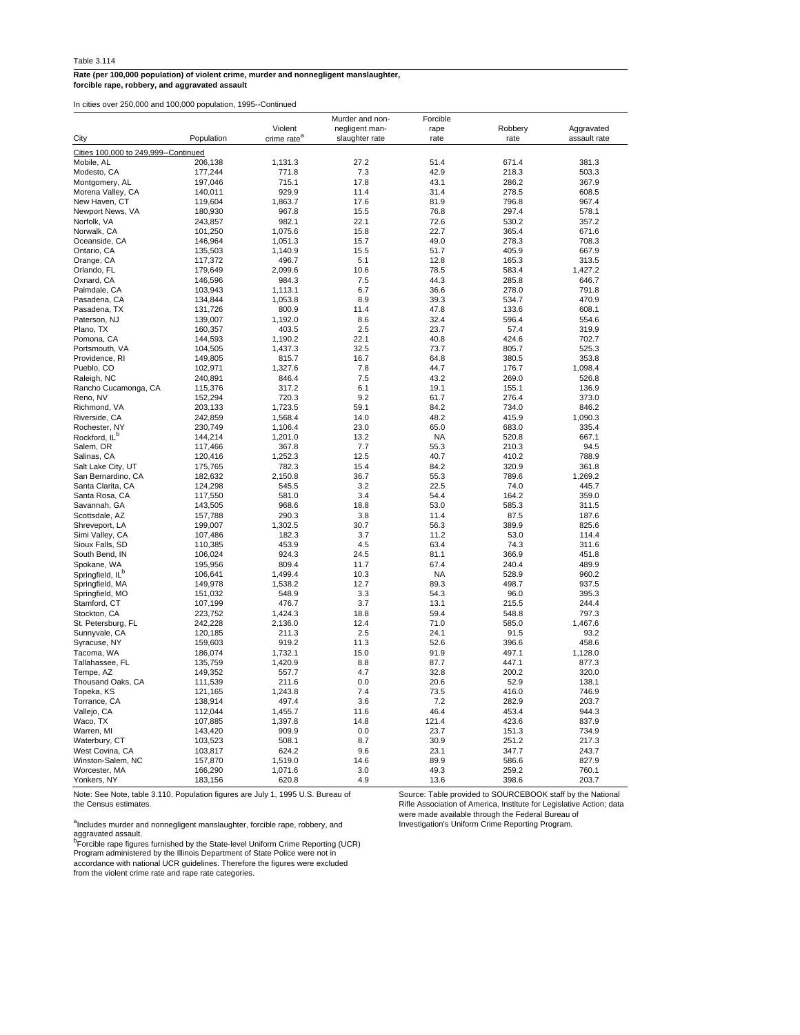Table 3.114

**Rate (per 100,000 population) of violent crime, murder and nonnegligent manslaughter, forcible rape, robbery, and aggravated assault**

In cities over 250,000 and 100,000 population, 1995--Continued

| City | Population | Violent crime rate[a] | Murder and non-negligent man-slaughter rate | Forcible rape rate | Robbery rate | Aggravated assault rate |
|---|---|---|---|---|---|---|
| Cities 100,000 to 249,999--Continued | | | | | | |
| Mobile, AL | 206,138 | 1,131.3 | 27.2 | 51.4 | 671.4 | 381.3 |
| Modesto, CA | 177,244 | 771.8 | 7.3 | 42.9 | 218.3 | 503.3 |
| Montgomery, AL | 197,046 | 715.1 | 17.8 | 43.1 | 286.2 | 367.9 |
| Morena Valley, CA | 140,011 | 929.9 | 11.4 | 31.4 | 278.5 | 608.5 |
| New Haven, CT | 119,604 | 1,863.7 | 17.6 | 81.9 | 796.8 | 967.4 |
| Newport News, VA | 180,930 | 967.8 | 15.5 | 76.8 | 297.4 | 578.1 |
| Norfolk, VA | 243,857 | 982.1 | 22.1 | 72.6 | 530.2 | 357.2 |
| Norwalk, CA | 101,250 | 1,075.6 | 15.8 | 22.7 | 365.4 | 671.6 |
| Oceanside, CA | 146,964 | 1,051.3 | 15.7 | 49.0 | 278.3 | 708.3 |
| Ontario, CA | 135,503 | 1,140.9 | 15.5 | 51.7 | 405.9 | 667.9 |
| Orange, CA | 117,372 | 496.7 | 5.1 | 12.8 | 165.3 | 313.5 |
| Orlando, FL | 179,649 | 2,099.6 | 10.6 | 78.5 | 583.4 | 1,427.2 |
| Oxnard, CA | 146,596 | 984.3 | 7.5 | 44.3 | 285.8 | 646.7 |
| Palmdale, CA | 103,943 | 1,113.1 | 6.7 | 36.6 | 278.0 | 791.8 |
| Pasadena, CA | 134,844 | 1,053.8 | 8.9 | 39.3 | 534.7 | 470.9 |
| Pasadena, TX | 131,726 | 800.9 | 11.4 | 47.8 | 133.6 | 608.1 |
| Paterson, NJ | 139,007 | 1,192.0 | 8.6 | 32.4 | 596.4 | 554.6 |
| Plano, TX | 160,357 | 403.5 | 2.5 | 23.7 | 57.4 | 319.9 |
| Pomona, CA | 144,593 | 1,190.2 | 22.1 | 40.8 | 424.6 | 702.7 |
| Portsmouth, VA | 104,505 | 1,437.3 | 32.5 | 73.7 | 805.7 | 525.3 |
| Providence, RI | 149,805 | 815.7 | 16.7 | 64.8 | 380.5 | 353.8 |
| Pueblo, CO | 102,971 | 1,327.6 | 7.8 | 44.7 | 176.7 | 1,098.4 |
| Raleigh, NC | 240,891 | 846.4 | 7.5 | 43.2 | 269.0 | 526.8 |
| Rancho Cucamonga, CA | 115,376 | 317.2 | 6.1 | 19.1 | 155.1 | 136.9 |
| Reno, NV | 152,294 | 720.3 | 9.2 | 61.7 | 276.4 | 373.0 |
| Richmond, VA | 203,133 | 1,723.5 | 59.1 | 84.2 | 734.0 | 846.2 |
| Riverside, CA | 242,859 | 1,568.4 | 14.0 | 48.2 | 415.9 | 1,090.3 |
| Rochester, NY | 230,749 | 1,106.4 | 23.0 | 65.0 | 683.0 | 335.4 |
| Rockford, IL[b] | 144,214 | 1,201.0 | 13.2 | NA | 520.8 | 667.1 |
| Salem, OR | 117,466 | 367.8 | 7.7 | 55.3 | 210.3 | 94.5 |
| Salinas, CA | 120,416 | 1,252.3 | 12.5 | 40.7 | 410.2 | 788.9 |
| Salt Lake City, UT | 175,765 | 782.3 | 15.4 | 84.2 | 320.9 | 361.8 |
| San Bernardino, CA | 182,632 | 2,150.8 | 36.7 | 55.3 | 789.6 | 1,269.2 |
| Santa Clarita, CA | 124,298 | 545.5 | 3.2 | 22.5 | 74.0 | 445.7 |
| Santa Rosa, CA | 117,550 | 581.0 | 3.4 | 54.4 | 164.2 | 359.0 |
| Savannah, GA | 143,505 | 968.6 | 18.8 | 53.0 | 585.3 | 311.5 |
| Scottsdale, AZ | 157,788 | 290.3 | 3.8 | 11.4 | 87.5 | 187.6 |
| Shreveport, LA | 199,007 | 1,302.5 | 30.7 | 56.3 | 389.9 | 825.6 |
| Simi Valley, CA | 107,486 | 182.3 | 3.7 | 11.2 | 53.0 | 114.4 |
| Sioux Falls, SD | 110,385 | 453.9 | 4.5 | 63.4 | 74.3 | 311.6 |
| South Bend, IN | 106,024 | 924.3 | 24.5 | 81.1 | 366.9 | 451.8 |
| Spokane, WA | 195,956 | 809.4 | 11.7 | 67.4 | 240.4 | 489.9 |
| Springfield, IL[b] | 106,641 | 1,499.4 | 10.3 | NA | 528.9 | 960.2 |
| Springfield, MA | 149,978 | 1,538.2 | 12.7 | 89.3 | 498.7 | 937.5 |
| Springfield, MO | 151,032 | 548.9 | 3.3 | 54.3 | 96.0 | 395.3 |
| Stamford, CT | 107,199 | 476.7 | 3.7 | 13.1 | 215.5 | 244.4 |
| Stockton, CA | 223,752 | 1,424.3 | 18.8 | 59.4 | 548.8 | 797.3 |
| St. Petersburg, FL | 242,228 | 2,136.0 | 12.4 | 71.0 | 585.0 | 1,467.6 |
| Sunnyvale, CA | 120,185 | 211.3 | 2.5 | 24.1 | 91.5 | 93.2 |
| Syracuse, NY | 159,603 | 919.2 | 11.3 | 52.6 | 396.6 | 458.6 |
| Tacoma, WA | 186,074 | 1,732.1 | 15.0 | 91.9 | 497.1 | 1,128.0 |
| Tallahassee, FL | 135,759 | 1,420.9 | 8.8 | 87.7 | 447.1 | 877.3 |
| Tempe, AZ | 149,352 | 557.7 | 4.7 | 32.8 | 200.2 | 320.0 |
| Thousand Oaks, CA | 111,539 | 211.6 | 0.0 | 20.6 | 52.9 | 138.1 |
| Topeka, KS | 121,165 | 1,243.8 | 7.4 | 73.5 | 416.0 | 746.9 |
| Torrance, CA | 138,914 | 497.4 | 3.6 | 7.2 | 282.9 | 203.7 |
| Vallejo, CA | 112,044 | 1,455.7 | 11.6 | 46.4 | 453.4 | 944.3 |
| Waco, TX | 107,885 | 1,397.8 | 14.8 | 121.4 | 423.6 | 837.9 |
| Warren, MI | 143,420 | 909.9 | 0.0 | 23.7 | 151.3 | 734.9 |
| Waterbury, CT | 103,523 | 508.1 | 8.7 | 30.9 | 251.2 | 217.3 |
| West Covina, CA | 103,817 | 624.2 | 9.6 | 23.1 | 347.7 | 243.7 |
| Winston-Salem, NC | 157,870 | 1,519.0 | 14.6 | 89.9 | 586.6 | 827.9 |
| Worcester, MA | 166,290 | 1,071.6 | 3.0 | 49.3 | 259.2 | 760.1 |
| Yonkers, NY | 183,156 | 620.8 | 4.9 | 13.6 | 398.6 | 203.7 |

Note: See Note, table 3.110. Population figures are July 1, 1995 U.S. Bureau of the Census estimates.

[a]Includes murder and nonnegligent manslaughter, forcible rape, robbery, and aggravated assault.

[b]Forcible rape figures furnished by the State-level Uniform Crime Reporting (UCR) Program administered by the Illinois Department of State Police were not in accordance with national UCR guidelines. Therefore the figures were excluded from the violent crime rate and rape rate categories.

Source: Table provided to SOURCEBOOK staff by the National Rifle Association of America, Institute for Legislative Action; data were made available through the Federal Bureau of Investigation's Uniform Crime Reporting Program.